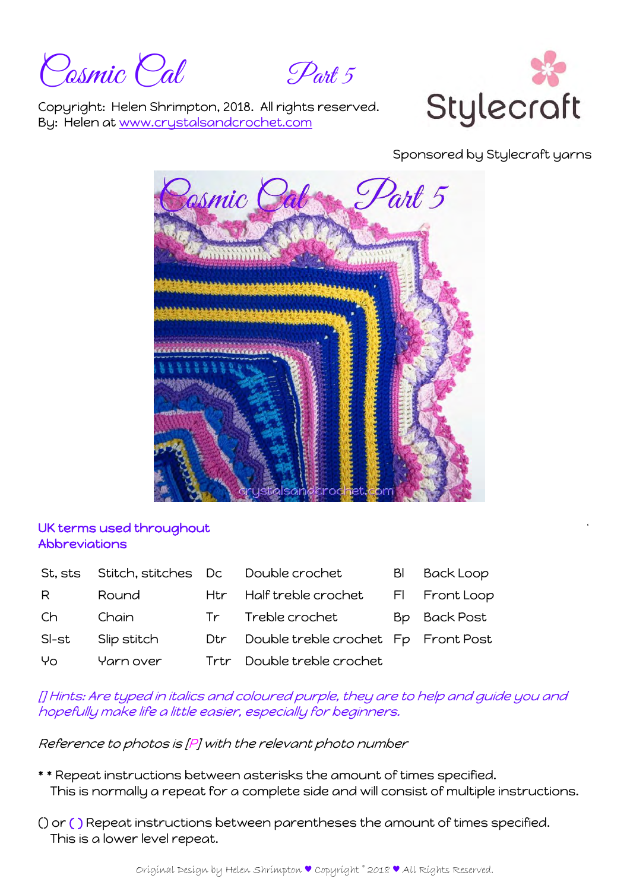# Cosmic Cal Part 5

Copyright: Helen Shrimpton, 2018. All rights reserved.
By: Helen at www.crystalsandcrochet.com

Stylecraft

Sponsored by Stylecraft yarns

## UK terms used throughout
## Abbreviations

| St, sts | Stitch, stitches | Dc | Double crochet | Bl | Back Loop |
|---|---|---|---|---|---|
| R | Round | Htr | Half treble crochet | Fl | Front Loop |
| Ch | Chain | Tr | Treble crochet | Bp | Back Post |
| Sl-st | Slip stitch | Dtr | Double treble crochet | Fp | Front Post |
| Yo | Yarn over | Trtr | Double treble crochet | | |

*[] Hints: Are typed in italics and coloured purple, they are to help and guide you and hopefully make life a little easier, especially for beginners.*

*Reference to photos is [P] with the relevant photo number*

\* \* Repeat instructions between asterisks the amount of times specified.
This is normally a repeat for a complete side and will consist of multiple instructions.

() or ( ) Repeat instructions between parentheses the amount of times specified.
This is a lower level repeat.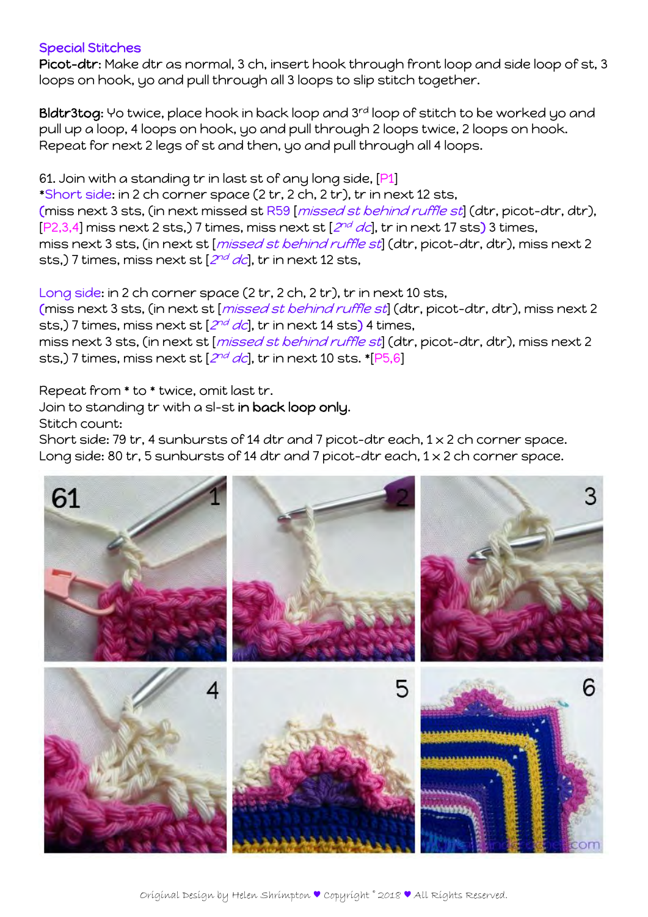## Special Stitches

**Picot-dtr**: Make dtr as normal, 3 ch, insert hook through front loop and side loop of st, 3 loops on hook, yo and pull through all 3 loops to slip stitch together.

**Bldtr3tog**: Yo twice, place hook in back loop and 3rd loop of stitch to be worked yo and pull up a loop, 4 loops on hook, yo and pull through 2 loops twice, 2 loops on hook. Repeat for next 2 legs of st and then, yo and pull through all 4 loops.

61. Join with a standing tr in last st of any long side, [P1]
*Short side: in 2 ch corner space (2 tr, 2 ch, 2 tr), tr in next 12 sts,
(miss next 3 sts, (in next missed st R59 [*missed st behind ruffle st*] (dtr, picot-dtr, dtr), [P2,3,4] miss next 2 sts,) 7 times, miss next st [*2nd dc*], tr in next 17 sts) 3 times,
miss next 3 sts, (in next st [*missed st behind ruffle st*] (dtr, picot-dtr, dtr), miss next 2 sts,) 7 times, miss next st [*2nd dc*], tr in next 12 sts,

Long side: in 2 ch corner space (2 tr, 2 ch, 2 tr), tr in next 10 sts,
(miss next 3 sts, (in next st [*missed st behind ruffle st*] (dtr, picot-dtr, dtr), miss next 2 sts,) 7 times, miss next st [*2nd dc*], tr in next 14 sts) 4 times,
miss next 3 sts, (in next st [*missed st behind ruffle st*] (dtr, picot-dtr, dtr), miss next 2 sts,) 7 times, miss next st [*2nd dc*], tr in next 10 sts. *[P5,6]

Repeat from * to * twice, omit last tr.
Join to standing tr with a sl-st **in back loop only.**
Stitch count:
Short side: 79 tr, 4 sunbursts of 14 dtr and 7 picot-dtr each, 1 x 2 ch corner space.
Long side: 80 tr, 5 sunbursts of 14 dtr and 7 picot-dtr each, 1 x 2 ch corner space.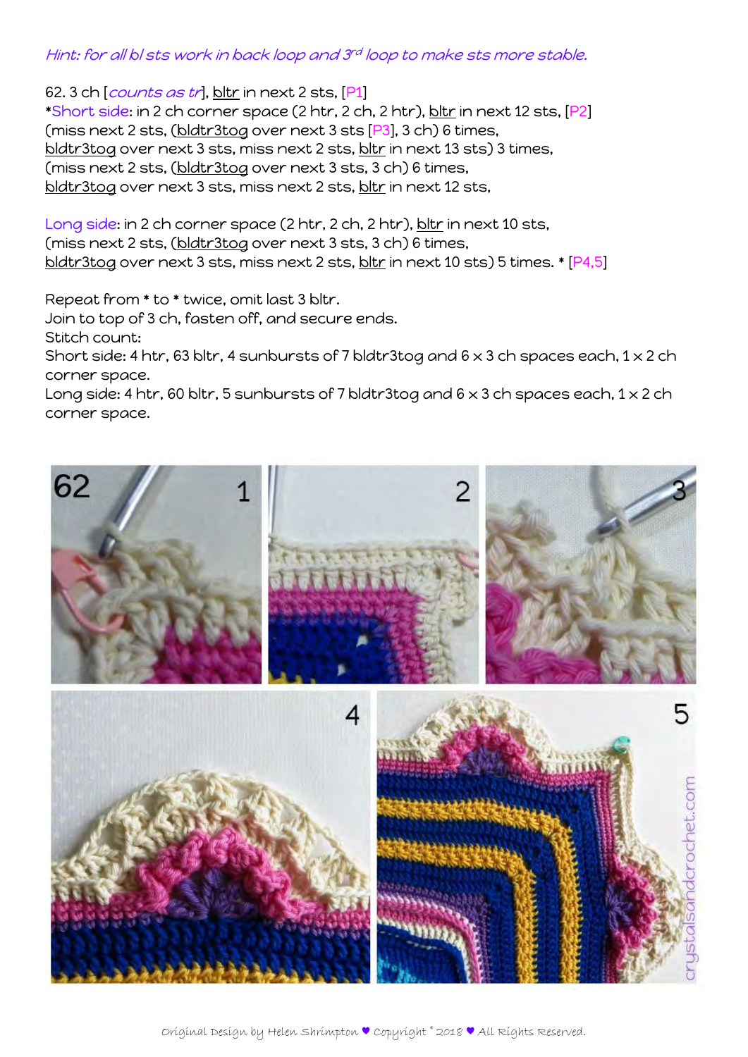*Hint: for all bl sts work in back loop and 3rd loop to make sts more stable.*

62. 3 ch [*counts as tr*], bltr in next 2 sts, [P1]
*Short side: in 2 ch corner space (2 htr, 2 ch, 2 htr), bltr in next 12 sts, [P2]
(miss next 2 sts, (bldtr3tog over next 3 sts [P3], 3 ch) 6 times,
bldtr3tog over next 3 sts, miss next 2 sts, bltr in next 13 sts) 3 times,
(miss next 2 sts, (bldtr3tog over next 3 sts, 3 ch) 6 times,
bldtr3tog over next 3 sts, miss next 2 sts, bltr in next 12 sts,

Long side: in 2 ch corner space (2 htr, 2 ch, 2 htr), bltr in next 10 sts,
(miss next 2 sts, (bldtr3tog over next 3 sts, 3 ch) 6 times,
bldtr3tog over next 3 sts, miss next 2 sts, bltr in next 10 sts) 5 times. * [P4,5]

Repeat from * to * twice, omit last 3 bltr.
Join to top of 3 ch, fasten off, and secure ends.
Stitch count:
Short side: 4 htr, 63 bltr, 4 sunbursts of 7 bldtr3tog and 6 x 3 ch spaces each, 1 x 2 ch corner space.
Long side: 4 htr, 60 bltr, 5 sunbursts of 7 bldtr3tog and 6 x 3 ch spaces each, 1 x 2 ch corner space.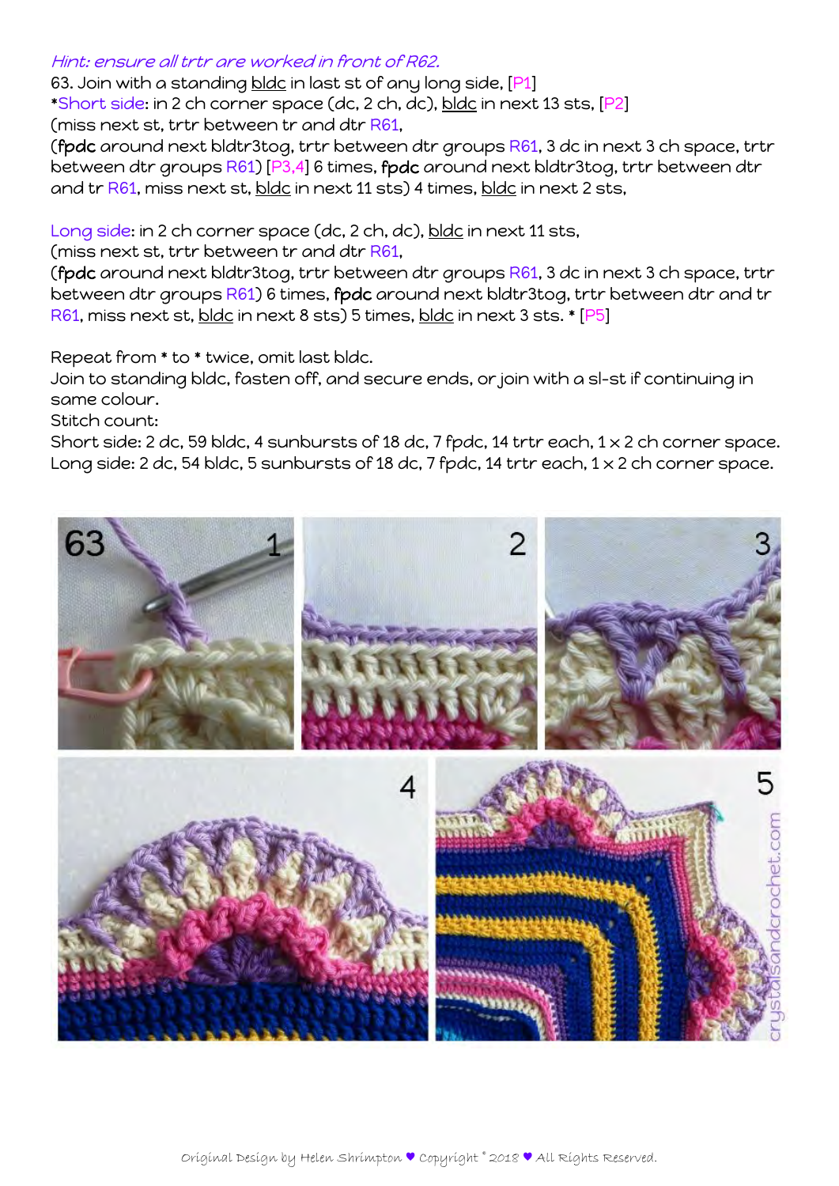*Hint: ensure all trtr are worked in front of R62.*

63. Join with a standing bldc in last st of any long side, [P1]

*Short side: in 2 ch corner space (dc, 2 ch, dc), bldc in next 13 sts, [P2]
(miss next st, trtr between tr and dtr R61,
(fpdc around next bldtr3tog, trtr between dtr groups R61, 3 dc in next 3 ch space, trtr between dtr groups R61) [P3,4] 6 times, fpdc around next bldtr3tog, trtr between dtr and tr R61, miss next st, bldc in next 11 sts) 4 times, bldc in next 2 sts,

Long side: in 2 ch corner space (dc, 2 ch, dc), bldc in next 11 sts,
(miss next st, trtr between tr and dtr R61,
(fpdc around next bldtr3tog, trtr between dtr groups R61, 3 dc in next 3 ch space, trtr between dtr groups R61) 6 times, fpdc around next bldtr3tog, trtr between dtr and tr R61, miss next st, bldc in next 8 sts) 5 times, bldc in next 3 sts. * [P5]

Repeat from * to * twice, omit last bldc.
Join to standing bldc, fasten off, and secure ends, or join with a sl-st if continuing in same colour.
Stitch count:
Short side: 2 dc, 59 bldc, 4 sunbursts of 18 dc, 7 fpdc, 14 trtr each, 1 x 2 ch corner space.
Long side: 2 dc, 54 bldc, 5 sunbursts of 18 dc, 7 fpdc, 14 trtr each, 1 x 2 ch corner space.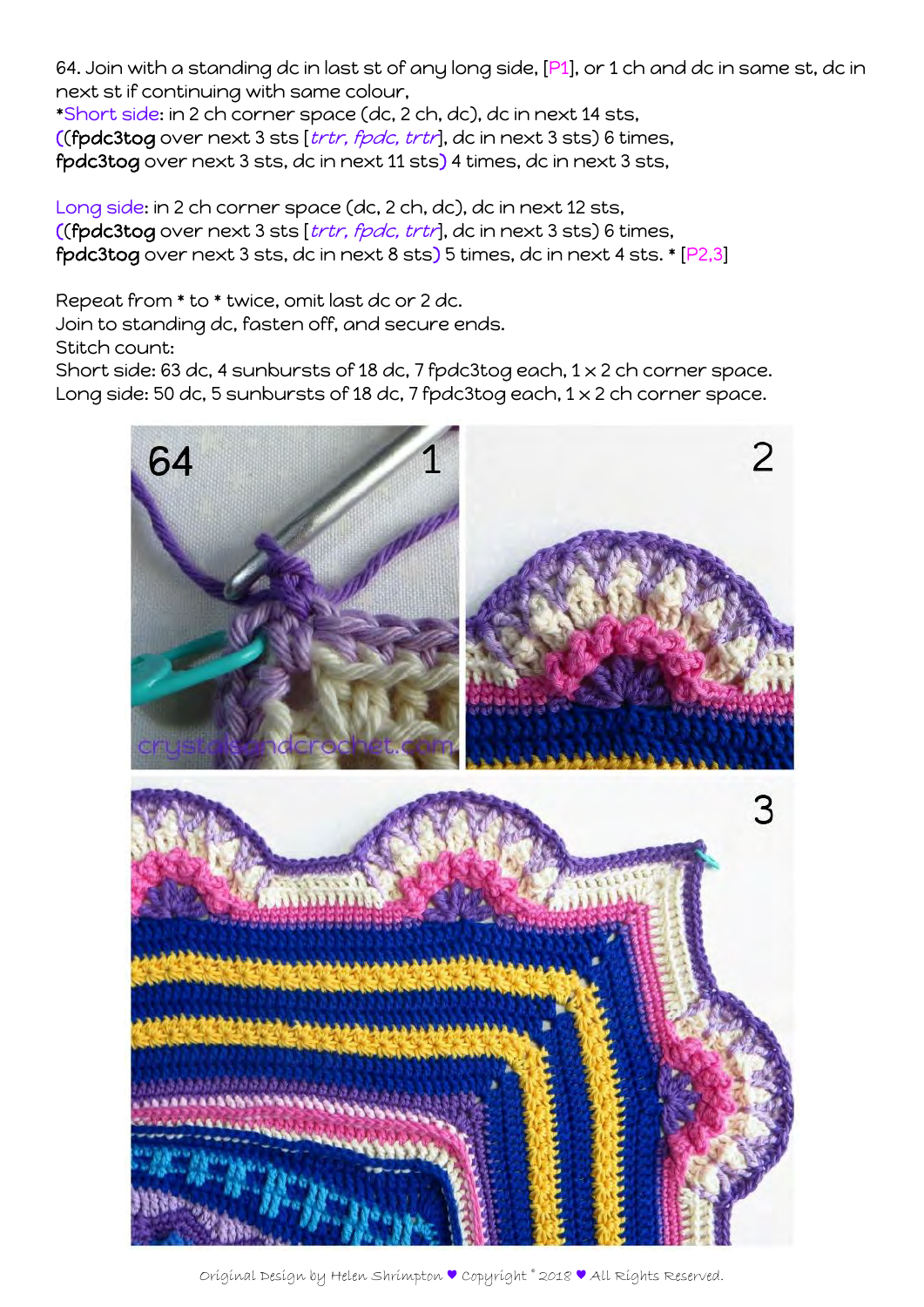64. Join with a standing dc in last st of any long side, [P1], or 1 ch and dc in same st, dc in next st if continuing with same colour,

*Short side: in 2 ch corner space (dc, 2 ch, dc), dc in next 14 sts,
((fpdc3tog over next 3 sts [*trtr, fpdc, trtr*], dc in next 3 sts) 6 times,
fpdc3tog over next 3 sts, dc in next 11 sts) 4 times, dc in next 3 sts,

Long side: in 2 ch corner space (dc, 2 ch, dc), dc in next 12 sts,
((fpdc3tog over next 3 sts [*trtr, fpdc, trtr*], dc in next 3 sts) 6 times,
fpdc3tog over next 3 sts, dc in next 8 sts) 5 times, dc in next 4 sts. * [P2,3]

Repeat from * to * twice, omit last dc or 2 dc.
Join to standing dc, fasten off, and secure ends.
Stitch count:
Short side: 63 dc, 4 sunbursts of 18 dc, 7 fpdc3tog each, 1 x 2 ch corner space.
Long side: 50 dc, 5 sunbursts of 18 dc, 7 fpdc3tog each, 1 x 2 ch corner space.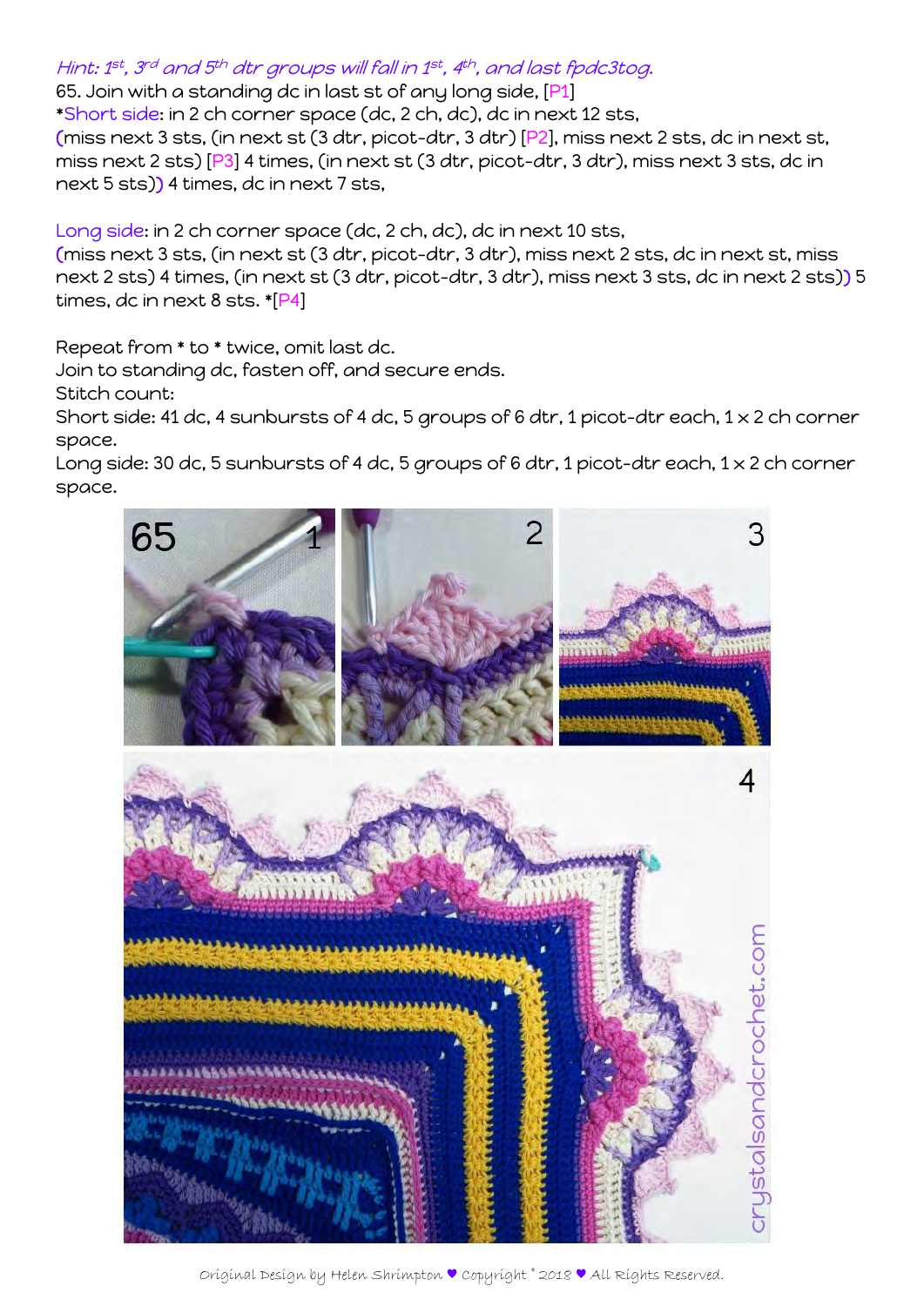*Hint: 1st, 3rd and 5th dtr groups will fall in 1st, 4th, and last fpdc3tog.*

65. Join with a standing dc in last st of any long side, [P1]

*Short side: in 2 ch corner space (dc, 2 ch, dc), dc in next 12 sts, (miss next 3 sts, (in next st (3 dtr, picot-dtr, 3 dtr) [P2], miss next 2 sts, dc in next st, miss next 2 sts) [P3] 4 times, (in next st (3 dtr, picot-dtr, 3 dtr), miss next 3 sts, dc in next 5 sts)) 4 times, dc in next 7 sts,

Long side: in 2 ch corner space (dc, 2 ch, dc), dc in next 10 sts, (miss next 3 sts, (in next st (3 dtr, picot-dtr, 3 dtr), miss next 2 sts, dc in next st, miss next 2 sts) 4 times, (in next st (3 dtr, picot-dtr, 3 dtr), miss next 3 sts, dc in next 2 sts)) 5 times, dc in next 8 sts. *[P4]

Repeat from * to * twice, omit last dc.
Join to standing dc, fasten off, and secure ends.
Stitch count:
Short side: 41 dc, 4 sunbursts of 4 dc, 5 groups of 6 dtr, 1 picot-dtr each, 1 x 2 ch corner space.
Long side: 30 dc, 5 sunbursts of 4 dc, 5 groups of 6 dtr, 1 picot-dtr each, 1 x 2 ch corner space.

Original Design by Helen Shrimpton ♥ Copyright © 2018 ♥ All Rights Reserved.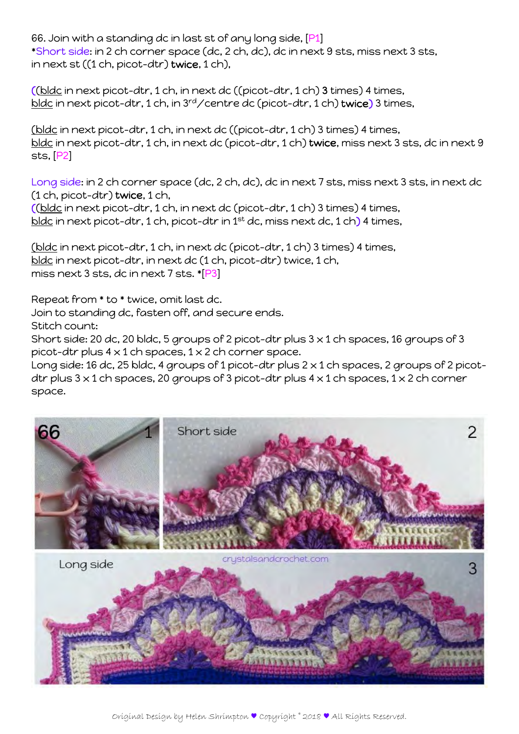66. Join with a standing dc in last st of any long side, [P1]
*Short side: in 2 ch corner space (dc, 2 ch, dc), dc in next 9 sts, miss next 3 sts, in next st ((1 ch, picot-dtr) **twice**, 1 ch),

((<u>bldc</u> in next picot-dtr, 1 ch, in next dc ((picot-dtr, 1 ch) **3** times) 4 times, <u>bldc</u> in next picot-dtr, 1 ch, in 3rd/centre dc (picot-dtr, 1 ch) **twice**) 3 times,

(<u>bldc</u> in next picot-dtr, 1 ch, in next dc ((picot-dtr, 1 ch) 3 times) 4 times, <u>bldc</u> in next picot-dtr, 1 ch, in next dc (picot-dtr, 1 ch) **twice**, miss next 3 sts, dc in next 9 sts, [P2]

Long side: in 2 ch corner space (dc, 2 ch, dc), dc in next 7 sts, miss next 3 sts, in next dc (1 ch, picot-dtr) **twice**, 1 ch,
((<u>bldc</u> in next picot-dtr, 1 ch, in next dc (picot-dtr, 1 ch) 3 times) 4 times, <u>bldc</u> in next picot-dtr, 1 ch, picot-dtr in 1st dc, miss next dc, 1 ch) 4 times,

(<u>bldc</u> in next picot-dtr, 1 ch, in next dc (picot-dtr, 1 ch) 3 times) 4 times, <u>bldc</u> in next picot-dtr, in next dc (1 ch, picot-dtr) twice, 1 ch, miss next 3 sts, dc in next 7 sts. *[P3]

Repeat from * to * twice, omit last dc.
Join to standing dc, fasten off, and secure ends.
Stitch count:
Short side: 20 dc, 20 bldc, 5 groups of 2 picot-dtr plus 3 x 1 ch spaces, 16 groups of 3 picot-dtr plus 4 x 1 ch spaces, 1 x 2 ch corner space.
Long side: 16 dc, 25 bldc, 4 groups of 1 picot-dtr plus 2 x 1 ch spaces, 2 groups of 2 picot-dtr plus 3 x 1 ch spaces, 20 groups of 3 picot-dtr plus 4 x 1 ch spaces, 1 x 2 ch corner space.

Original Design by Helen Shrimpton ♥ Copyright © 2018 ♥ All Rights Reserved.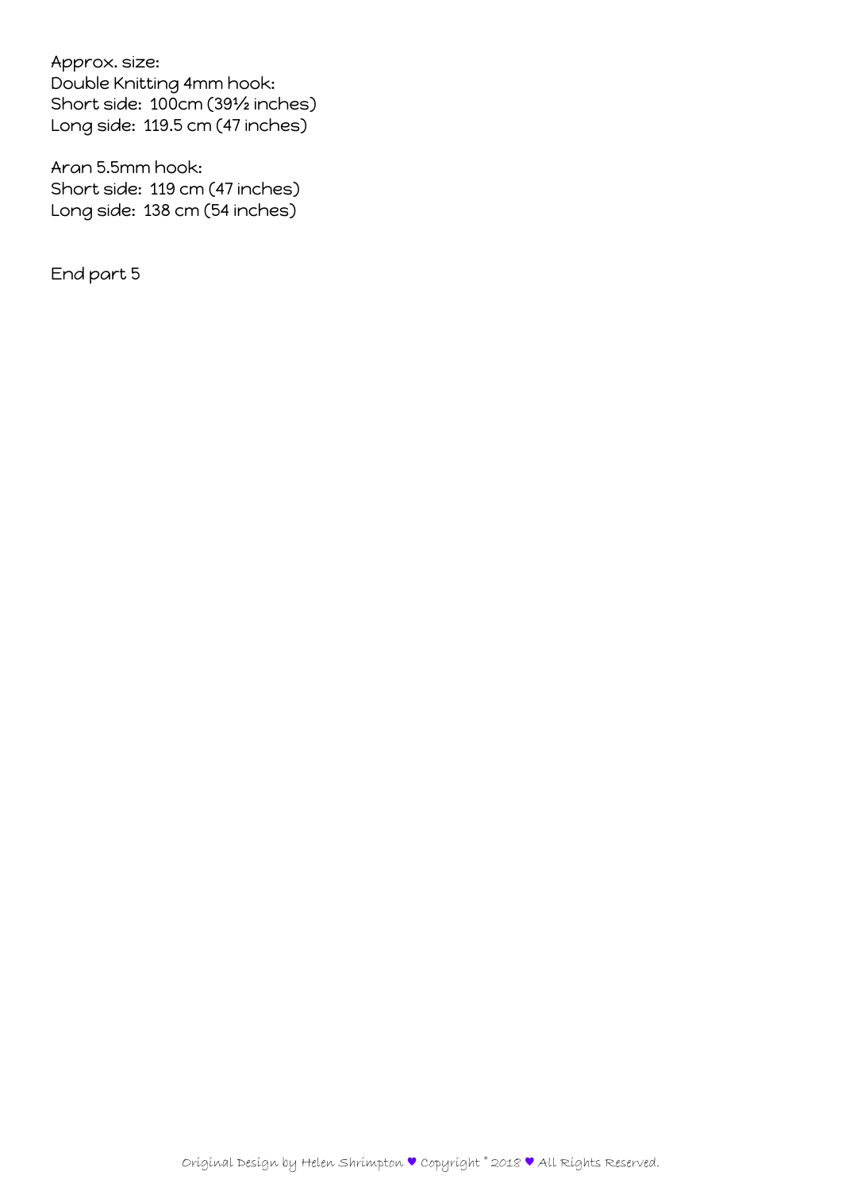Approx. size:
Double Knitting 4mm hook:
Short side: 100cm (39½ inches)
Long side: 119.5 cm (47 inches)

Aran 5.5mm hook:
Short side: 119 cm (47 inches)
Long side: 138 cm (54 inches)

End part 5